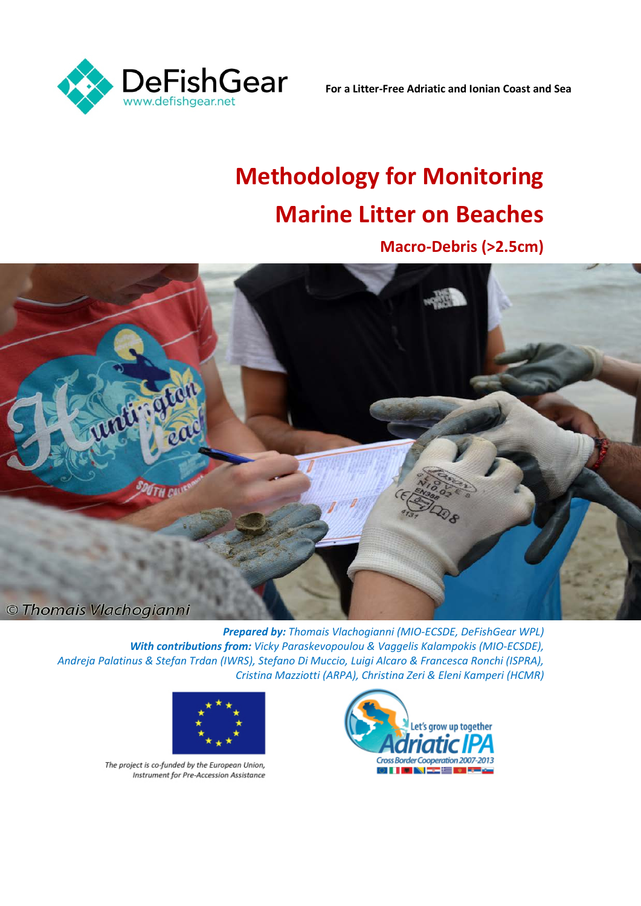DeFishGear
www.defishgear.net

**For a Litter-Free Adriatic and Ionian Coast and Sea**

# Methodology for Monitoring Marine Litter on Beaches

## Macro-Debris (>2.5cm)

© Thomais Vlachogianni

***Prepared by:*** *Thomais Vlachogianni (MIO-ECSDE, DeFishGear WPL)*
***With contributions from:*** *Vicky Paraskevopoulou & Vaggelis Kalampokis (MIO-ECSDE), Andreja Palatinus & Stefan Trdan (IWRS), Stefano Di Muccio, Luigi Alcaro & Francesca Ronchi (ISPRA), Cristina Mazziotti (ARPA), Christina Zeri & Eleni Kamperi (HCMR)*

*The project is co-funded by the European Union, Instrument for Pre-Accession Assistance*

Let's grow up together
Adriatic IPA
Cross Border Cooperation 2007-2013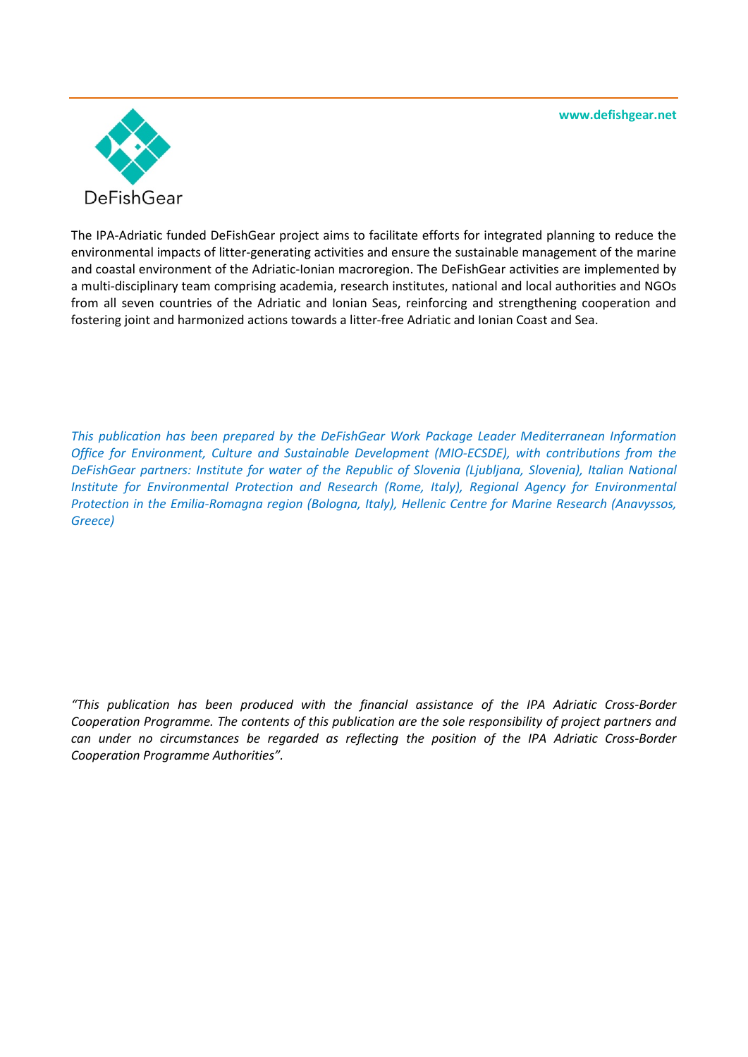www.defishgear.net

DeFishGear

The IPA-Adriatic funded DeFishGear project aims to facilitate efforts for integrated planning to reduce the environmental impacts of litter-generating activities and ensure the sustainable management of the marine and coastal environment of the Adriatic-Ionian macroregion. The DeFishGear activities are implemented by a multi-disciplinary team comprising academia, research institutes, national and local authorities and NGOs from all seven countries of the Adriatic and Ionian Seas, reinforcing and strengthening cooperation and fostering joint and harmonized actions towards a litter-free Adriatic and Ionian Coast and Sea.

*This publication has been prepared by the DeFishGear Work Package Leader Mediterranean Information Office for Environment, Culture and Sustainable Development (MIO-ECSDE), with contributions from the DeFishGear partners: Institute for water of the Republic of Slovenia (Ljubljana, Slovenia), Italian National Institute for Environmental Protection and Research (Rome, Italy), Regional Agency for Environmental Protection in the Emilia-Romagna region (Bologna, Italy), Hellenic Centre for Marine Research (Anavyssos, Greece)*

*"This publication has been produced with the financial assistance of the IPA Adriatic Cross-Border Cooperation Programme. The contents of this publication are the sole responsibility of project partners and can under no circumstances be regarded as reflecting the position of the IPA Adriatic Cross-Border Cooperation Programme Authorities".*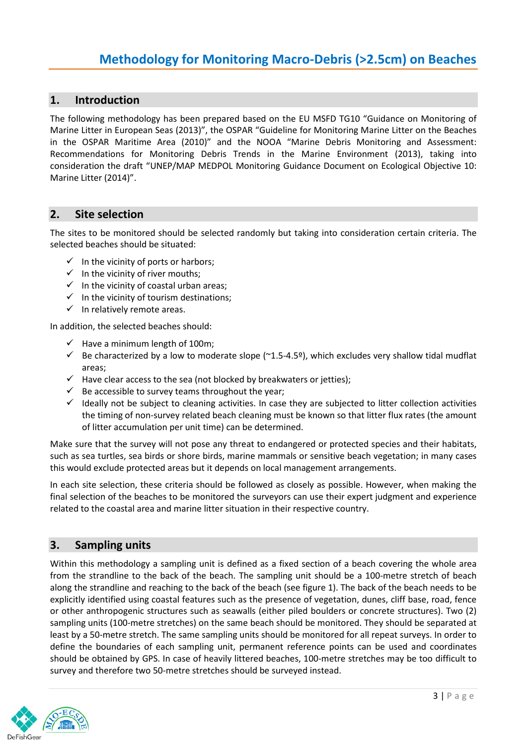# Methodology for Monitoring Macro-Debris (>2.5cm) on Beaches

## 1. Introduction

The following methodology has been prepared based on the EU MSFD TG10 "Guidance on Monitoring of Marine Litter in European Seas (2013)", the OSPAR "Guideline for Monitoring Marine Litter on the Beaches in the OSPAR Maritime Area (2010)" and the NOAA "Marine Debris Monitoring and Assessment: Recommendations for Monitoring Debris Trends in the Marine Environment (2013), taking into consideration the draft "UNEP/MAP MEDPOL Monitoring Guidance Document on Ecological Objective 10: Marine Litter (2014)".

## 2. Site selection

The sites to be monitored should be selected randomly but taking into consideration certain criteria. The selected beaches should be situated:

- ✓ In the vicinity of ports or harbors;
- ✓ In the vicinity of river mouths;
- ✓ In the vicinity of coastal urban areas;
- ✓ In the vicinity of tourism destinations;
- ✓ In relatively remote areas.

In addition, the selected beaches should:

- ✓ Have a minimum length of 100m;
- ✓ Be characterized by a low to moderate slope (~1.5-4.5º), which excludes very shallow tidal mudflat areas;
- ✓ Have clear access to the sea (not blocked by breakwaters or jetties);
- ✓ Be accessible to survey teams throughout the year;
- ✓ Ideally not be subject to cleaning activities. In case they are subjected to litter collection activities the timing of non-survey related beach cleaning must be known so that litter flux rates (the amount of litter accumulation per unit time) can be determined.

Make sure that the survey will not pose any threat to endangered or protected species and their habitats, such as sea turtles, sea birds or shore birds, marine mammals or sensitive beach vegetation; in many cases this would exclude protected areas but it depends on local management arrangements.

In each site selection, these criteria should be followed as closely as possible. However, when making the final selection of the beaches to be monitored the surveyors can use their expert judgment and experience related to the coastal area and marine litter situation in their respective country.

## 3. Sampling units

Within this methodology a sampling unit is defined as a fixed section of a beach covering the whole area from the strandline to the back of the beach. The sampling unit should be a 100-metre stretch of beach along the strandline and reaching to the back of the beach (see figure 1). The back of the beach needs to be explicitly identified using coastal features such as the presence of vegetation, dunes, cliff base, road, fence or other anthropogenic structures such as seawalls (either piled boulders or concrete structures). Two (2) sampling units (100-metre stretches) on the same beach should be monitored. They should be separated at least by a 50-metre stretch. The same sampling units should be monitored for all repeat surveys. In order to define the boundaries of each sampling unit, permanent reference points can be used and coordinates should be obtained by GPS. In case of heavily littered beaches, 100-metre stretches may be too difficult to survey and therefore two 50-metre stretches should be surveyed instead.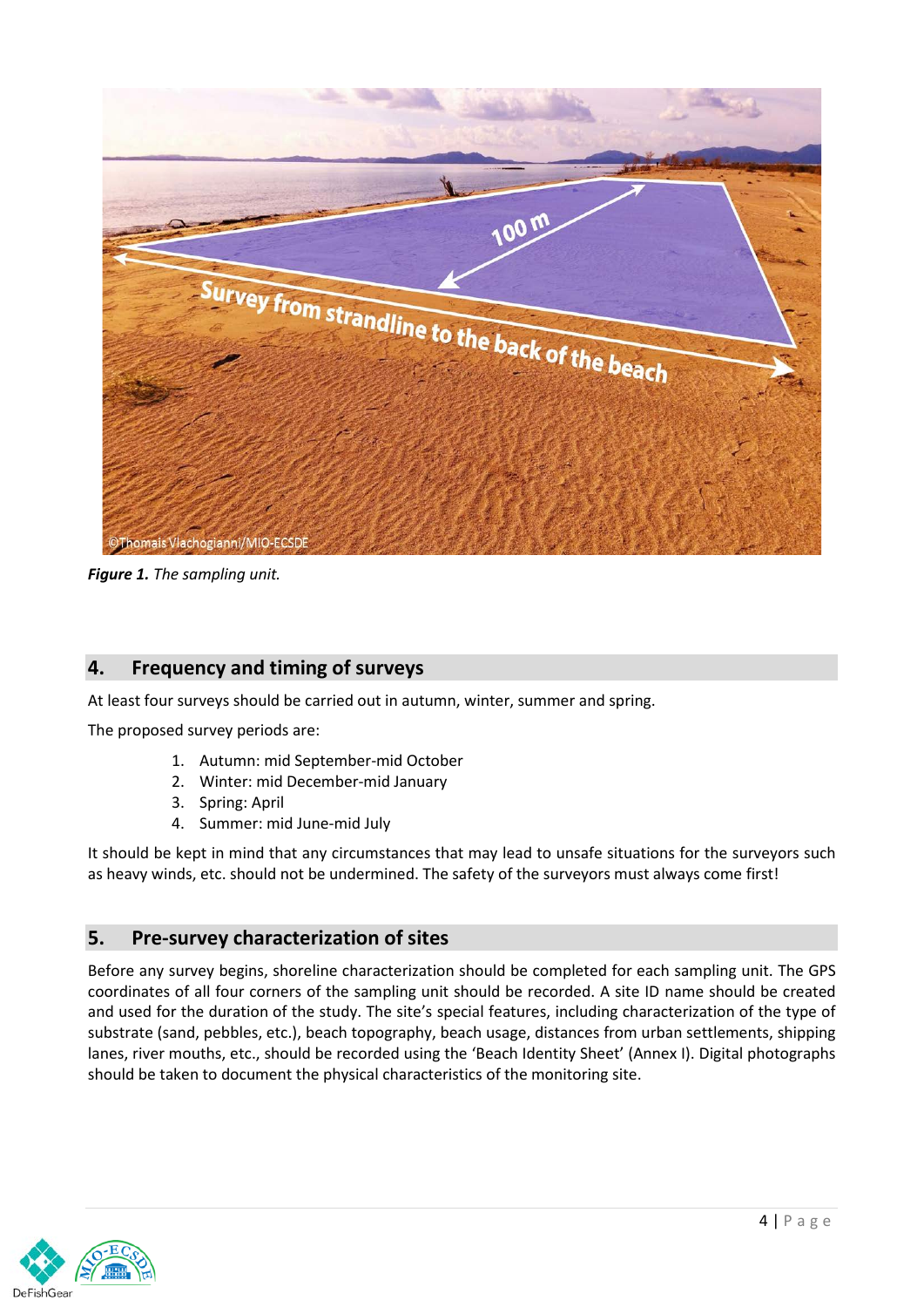*__Figure 1.__ The sampling unit.*

## 4. Frequency and timing of surveys

At least four surveys should be carried out in autumn, winter, summer and spring.

The proposed survey periods are:

1. Autumn: mid September-mid October
2. Winter: mid December-mid January
3. Spring: April
4. Summer: mid June-mid July

It should be kept in mind that any circumstances that may lead to unsafe situations for the surveyors such as heavy winds, etc. should not be undermined. The safety of the surveyors must always come first!

## 5. Pre-survey characterization of sites

Before any survey begins, shoreline characterization should be completed for each sampling unit. The GPS coordinates of all four corners of the sampling unit should be recorded. A site ID name should be created and used for the duration of the study. The site's special features, including characterization of the type of substrate (sand, pebbles, etc.), beach topography, beach usage, distances from urban settlements, shipping lanes, river mouths, etc., should be recorded using the 'Beach Identity Sheet' (Annex I). Digital photographs should be taken to document the physical characteristics of the monitoring site.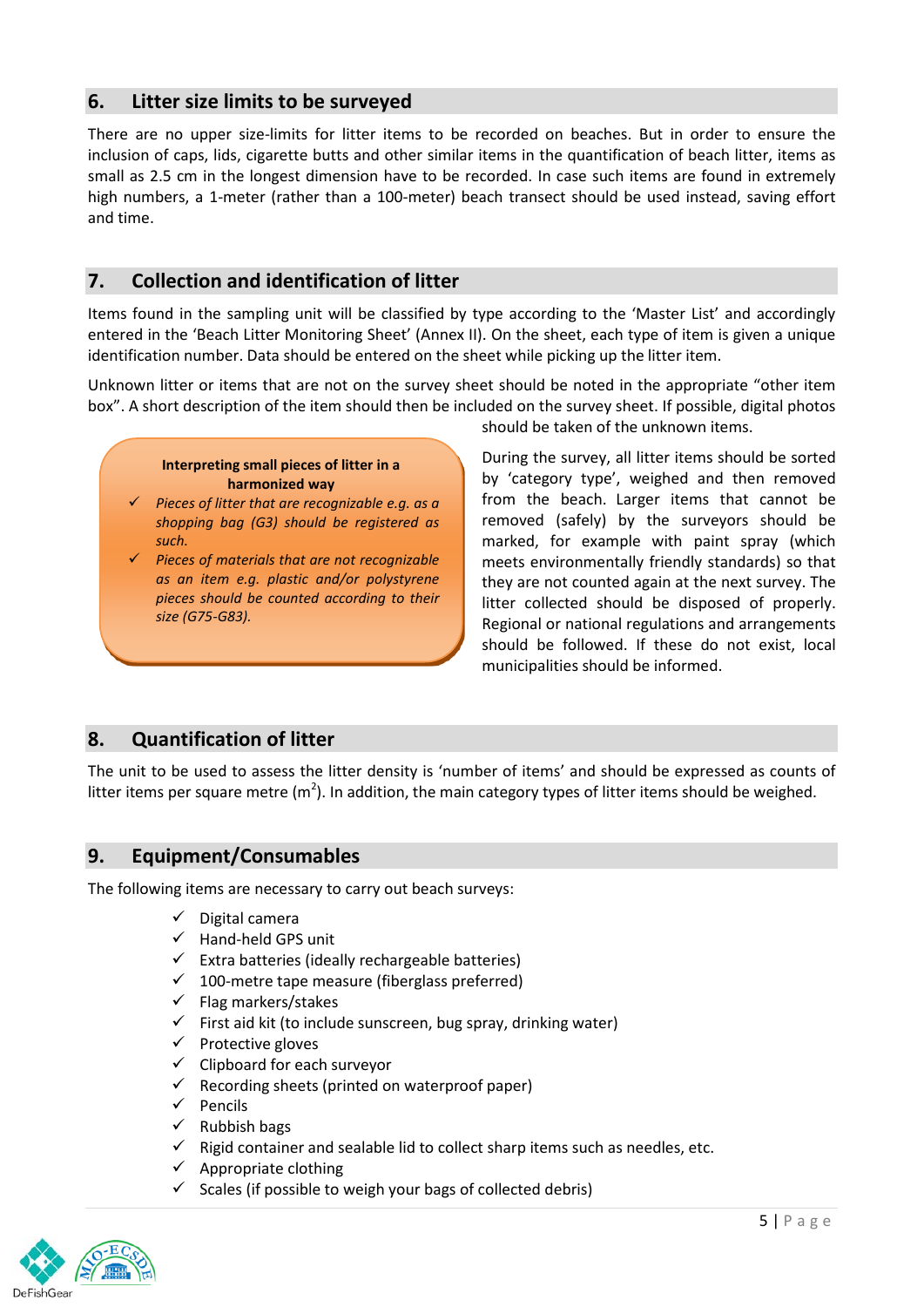## 6. Litter size limits to be surveyed

There are no upper size-limits for litter items to be recorded on beaches. But in order to ensure the inclusion of caps, lids, cigarette butts and other similar items in the quantification of beach litter, items as small as 2.5 cm in the longest dimension have to be recorded. In case such items are found in extremely high numbers, a 1-meter (rather than a 100-meter) beach transect should be used instead, saving effort and time.

## 7. Collection and identification of litter

Items found in the sampling unit will be classified by type according to the 'Master List' and accordingly entered in the 'Beach Litter Monitoring Sheet' (Annex II). On the sheet, each type of item is given a unique identification number. Data should be entered on the sheet while picking up the litter item.

Unknown litter or items that are not on the survey sheet should be noted in the appropriate "other item box". A short description of the item should then be included on the survey sheet. If possible, digital photos should be taken of the unknown items.

> **Interpreting small pieces of litter in a harmonized way**
>
> - ✓ *Pieces of litter that are recognizable e.g. as a shopping bag (G3) should be registered as such.*
> - ✓ *Pieces of materials that are not recognizable as an item e.g. plastic and/or polystyrene pieces should be counted according to their size (G75-G83).*

During the survey, all litter items should be sorted by 'category type', weighed and then removed from the beach. Larger items that cannot be removed (safely) by the surveyors should be marked, for example with paint spray (which meets environmentally friendly standards) so that they are not counted again at the next survey. The litter collected should be disposed of properly. Regional or national regulations and arrangements should be followed. If these do not exist, local municipalities should be informed.

## 8. Quantification of litter

The unit to be used to assess the litter density is 'number of items' and should be expressed as counts of litter items per square metre ($m^2$). In addition, the main category types of litter items should be weighed.

## 9. Equipment/Consumables

The following items are necessary to carry out beach surveys:

- ✓ Digital camera
- ✓ Hand-held GPS unit
- ✓ Extra batteries (ideally rechargeable batteries)
- ✓ 100-metre tape measure (fiberglass preferred)
- ✓ Flag markers/stakes
- ✓ First aid kit (to include sunscreen, bug spray, drinking water)
- ✓ Protective gloves
- ✓ Clipboard for each surveyor
- ✓ Recording sheets (printed on waterproof paper)
- ✓ Pencils
- ✓ Rubbish bags
- ✓ Rigid container and sealable lid to collect sharp items such as needles, etc.
- ✓ Appropriate clothing
- ✓ Scales (if possible to weigh your bags of collected debris)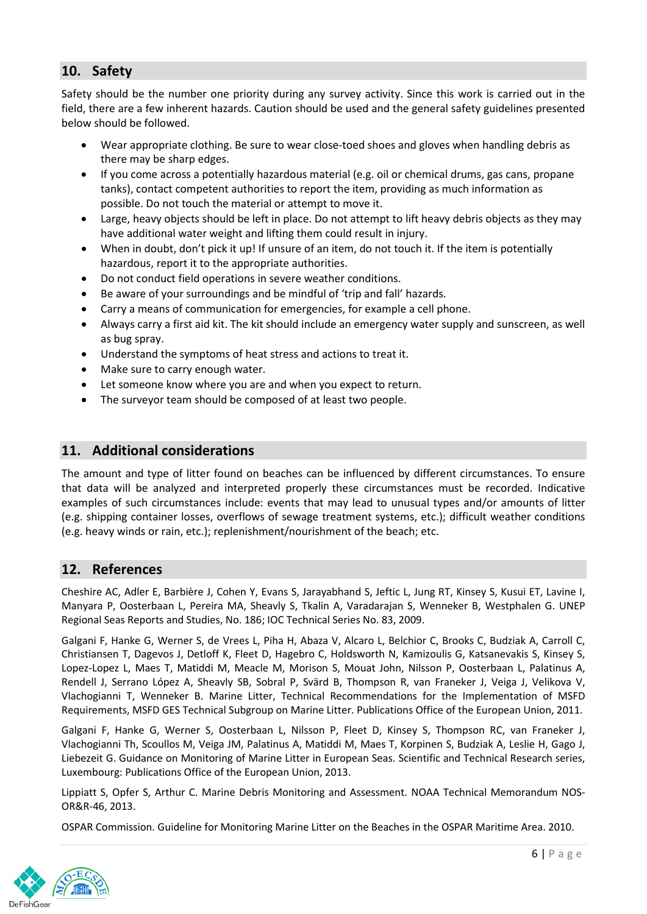## 10. Safety

Safety should be the number one priority during any survey activity. Since this work is carried out in the field, there are a few inherent hazards. Caution should be used and the general safety guidelines presented below should be followed.

- Wear appropriate clothing. Be sure to wear close-toed shoes and gloves when handling debris as there may be sharp edges.
- If you come across a potentially hazardous material (e.g. oil or chemical drums, gas cans, propane tanks), contact competent authorities to report the item, providing as much information as possible. Do not touch the material or attempt to move it.
- Large, heavy objects should be left in place. Do not attempt to lift heavy debris objects as they may have additional water weight and lifting them could result in injury.
- When in doubt, don't pick it up! If unsure of an item, do not touch it. If the item is potentially hazardous, report it to the appropriate authorities.
- Do not conduct field operations in severe weather conditions.
- Be aware of your surroundings and be mindful of 'trip and fall' hazards.
- Carry a means of communication for emergencies, for example a cell phone.
- Always carry a first aid kit. The kit should include an emergency water supply and sunscreen, as well as bug spray.
- Understand the symptoms of heat stress and actions to treat it.
- Make sure to carry enough water.
- Let someone know where you are and when you expect to return.
- The surveyor team should be composed of at least two people.

## 11. Additional considerations

The amount and type of litter found on beaches can be influenced by different circumstances. To ensure that data will be analyzed and interpreted properly these circumstances must be recorded. Indicative examples of such circumstances include: events that may lead to unusual types and/or amounts of litter (e.g. shipping container losses, overflows of sewage treatment systems, etc.); difficult weather conditions (e.g. heavy winds or rain, etc.); replenishment/nourishment of the beach; etc.

## 12. References

Cheshire AC, Adler E, Barbière J, Cohen Y, Evans S, Jarayabhand S, Jeftic L, Jung RT, Kinsey S, Kusui ET, Lavine I, Manyara P, Oosterbaan L, Pereira MA, Sheavly S, Tkalin A, Varadarajan S, Wenneker B, Westphalen G. UNEP Regional Seas Reports and Studies, No. 186; IOC Technical Series No. 83, 2009.

Galgani F, Hanke G, Werner S, de Vrees L, Piha H, Abaza V, Alcaro L, Belchior C, Brooks C, Budziak A, Carroll C, Christiansen T, Dagevos J, Detloff K, Fleet D, Hagebro C, Holdsworth N, Kamizoulis G, Katsanevakis S, Kinsey S, Lopez-Lopez L, Maes T, Matiddi M, Meacle M, Morison S, Mouat John, Nilsson P, Oosterbaan L, Palatinus A, Rendell J, Serrano López A, Sheavly SB, Sobral P, Svärd B, Thompson R, van Franeker J, Veiga J, Velikova V, Vlachogianni T, Wenneker B. Marine Litter, Technical Recommendations for the Implementation of MSFD Requirements, MSFD GES Technical Subgroup on Marine Litter. Publications Office of the European Union, 2011.

Galgani F, Hanke G, Werner S, Oosterbaan L, Nilsson P, Fleet D, Kinsey S, Thompson RC, van Franeker J, Vlachogianni Th, Scoullos M, Veiga JM, Palatinus A, Matiddi M, Maes T, Korpinen S, Budziak A, Leslie H, Gago J, Liebezeit G. Guidance on Monitoring of Marine Litter in European Seas. Scientific and Technical Research series, Luxembourg: Publications Office of the European Union, 2013.

Lippiatt S, Opfer S, Arthur C. Marine Debris Monitoring and Assessment. NOAA Technical Memorandum NOS-OR&R-46, 2013.

OSPAR Commission. Guideline for Monitoring Marine Litter on the Beaches in the OSPAR Maritime Area. 2010.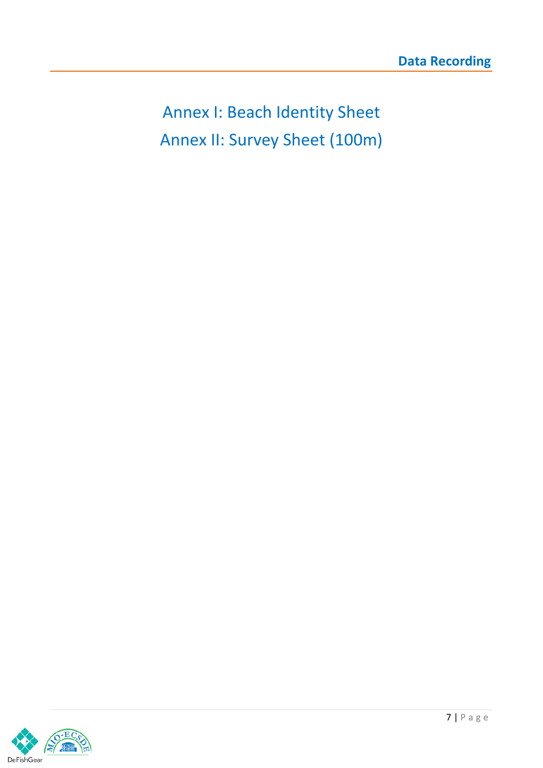# Annex I: Beach Identity Sheet

# Annex II: Survey Sheet (100m)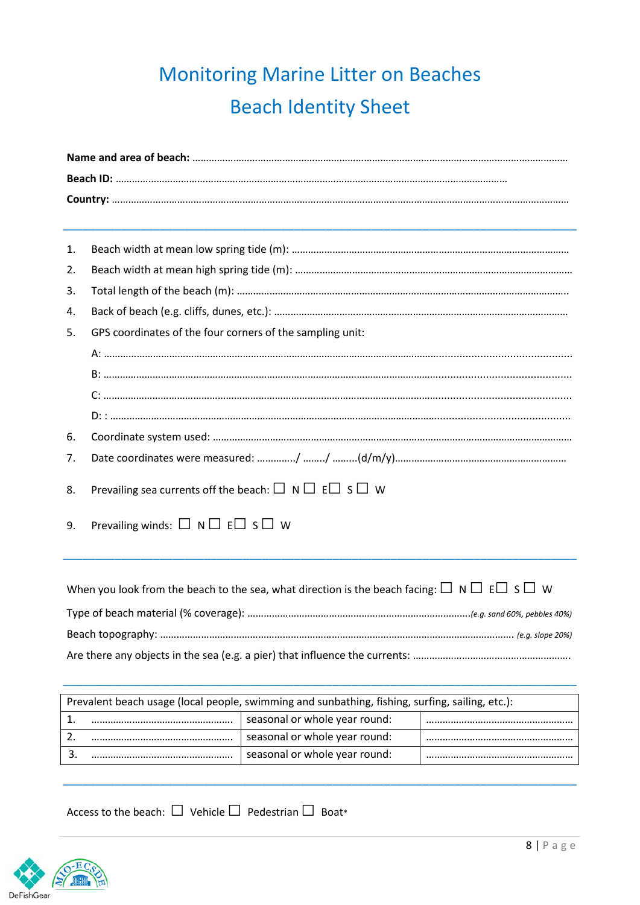# Monitoring Marine Litter on Beaches

# Beach Identity Sheet

**Name and area of beach:** ...............................................................................................................................................

**Beach ID:** ...............................................................................................................................................

**Country:** ...............................................................................................................................................

---

1. Beach width at mean low spring tide (m): ...........................................................................................
2. Beach width at mean high spring tide (m): ..........................................................................................
3. Total length of the beach (m): ................................................................................................................
4. Back of beach (e.g. cliffs, dunes, etc.): .....................................................................................................
5. GPS coordinates of the four corners of the sampling unit:

   A: ...............................................................................................................................................

   B: ...............................................................................................................................................

   C: ...............................................................................................................................................

   D: : ...............................................................................................................................................
6. Coordinate system used: ..........................................................................................................................
7. Date coordinates were measured: ............./ ......../ ........(d/m/y).......................................................
8. Prevailing sea currents off the beach: ☐ N ☐ E☐ S ☐ W
9. Prevailing winds: ☐ N ☐ E☐ S ☐ W

---

When you look from the beach to the sea, what direction is the beach facing: ☐ N ☐ E☐ S ☐ W

Type of beach material (% coverage): ...................................................................................*(e.g. sand 60%, pebbles 40%)*

Beach topography: ..................................................................................................................... *(e.g. slope 20%)*

Are there any objects in the sea (e.g. a pier) that influence the currents: ...................................................

---

| Prevalent beach usage (local people, swimming and sunbathing, fishing, surfing, sailing, etc.): | | |
|---|---|---|
| 1. ......................................................... | seasonal or whole year round: | ......................................................... |
| 2. ......................................................... | seasonal or whole year round: | ......................................................... |
| 3. ......................................................... | seasonal or whole year round: | ......................................................... |

---

Access to the beach: ☐ Vehicle ☐ Pedestrian ☐ Boat*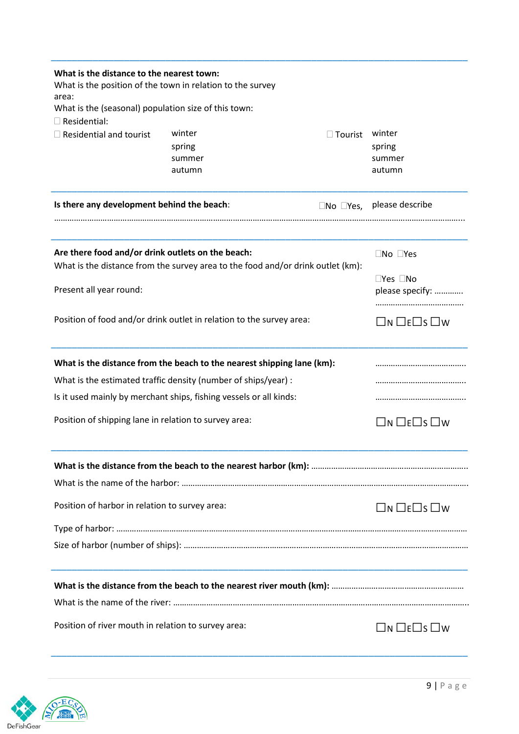**What is the distance to the nearest town:**

What is the position of the town in relation to the survey area:

What is the (seasonal) population size of this town:

☐ Residential:

| ☐ Residential and tourist | winter | ☐ Tourist | winter |
|---|---|---|---|
| | spring | | spring |
| | summer | | summer |
| | autumn | | autumn |

---

**Is there any development behind the beach**: ☐No ☐Yes, please describe

……………………………………………………………………………………………………………………………………………………………

---

**Are there food and/or drink outlets on the beach:** ☐No ☐Yes

What is the distance from the survey area to the food and/or drink outlet (km):

Present all year round: ☐Yes ☐No please specify: …………. ……………………………………

Position of food and/or drink outlet in relation to the survey area: ☐N ☐E ☐S ☐W

---

**What is the distance from the beach to the nearest shipping lane (km):** ……………………………………

What is the estimated traffic density (number of ships/year) : ……………………………………

Is it used mainly by merchant ships, fishing vessels or all kinds: ……………………………………

Position of shipping lane in relation to survey area: ☐N ☐E ☐S ☐W

---

**What is the distance from the beach to the nearest harbor (km):** ……………………………………………………

What is the name of the harbor: ……………………………………………………………………………………………………

Position of harbor in relation to survey area: ☐N ☐E ☐S ☐W

Type of harbor: ……………………………………………………………………………………………………………………

Size of harbor (number of ships): ……………………………………………………………………………………………

---

**What is the distance from the beach to the nearest river mouth (km):** ……………………………………………………

What is the name of the river: ……………………………………………………………………………………………………

Position of river mouth in relation to survey area: ☐N ☐E ☐S ☐W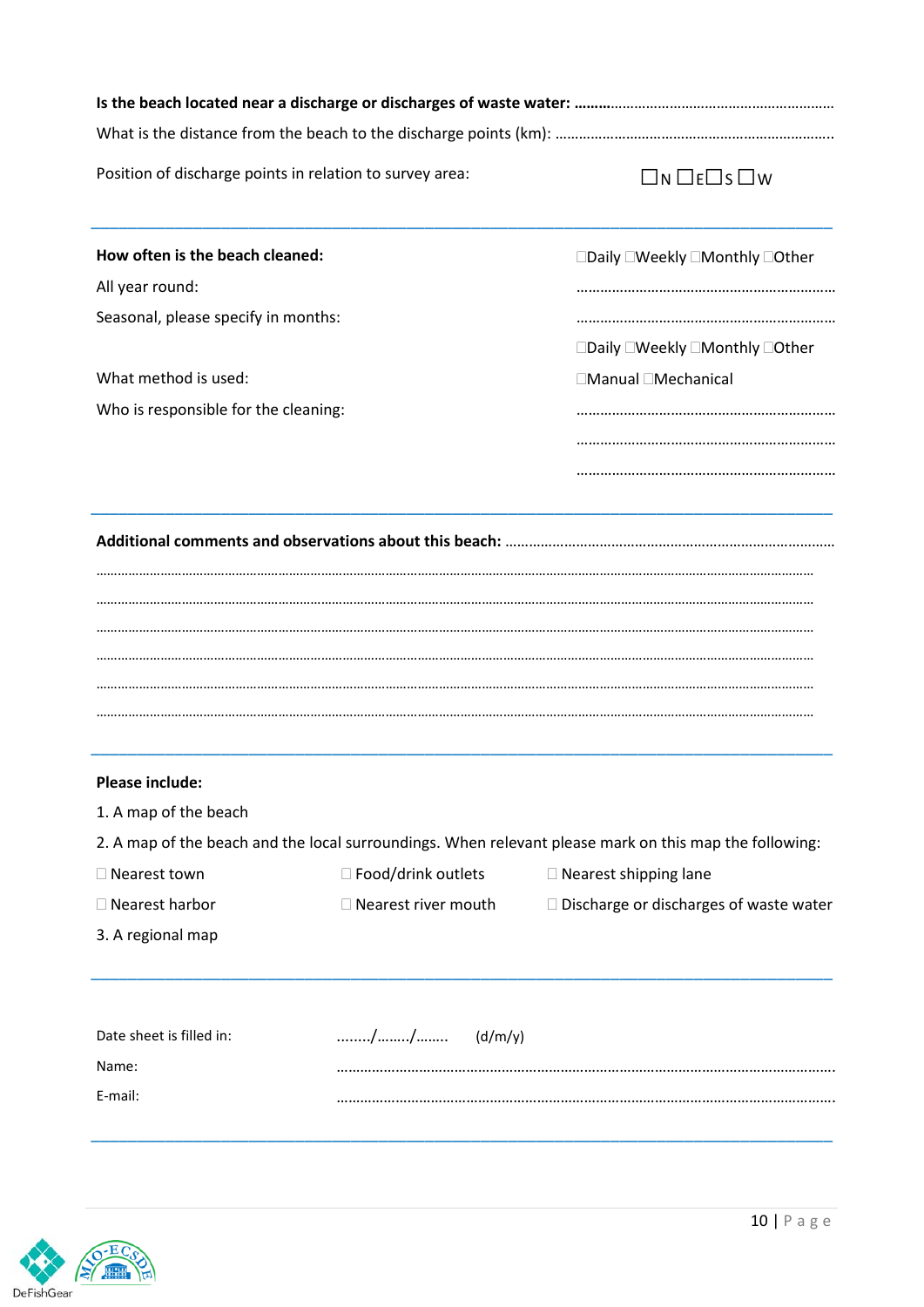**Is the beach located near a discharge or discharges of waste water:** ……………………………………………………………………

What is the distance from the beach to the discharge points (km): ……………………………………………………………………

Position of discharge points in relation to survey area: ☐N ☐E☐S ☐W

---

**How often is the beach cleaned:** ☐Daily ☐Weekly ☐Monthly ☐Other

All year round: ……………………………………………………………

Seasonal, please specify in months: ……………………………………………………………

☐Daily ☐Weekly ☐Monthly ☐Other

What method is used: ☐Manual ☐Mechanical

Who is responsible for the cleaning: ……………………………………………………………

……………………………………………………………

……………………………………………………………

---

**Additional comments and observations about this beach:** ……………………………………………………………………

……………………………………………………………………………………………………………………………………

……………………………………………………………………………………………………………………………………

……………………………………………………………………………………………………………………………………

……………………………………………………………………………………………………………………………………

……………………………………………………………………………………………………………………………………

……………………………………………………………………………………………………………………………………

---

**Please include:**

1. A map of the beach
2. A map of the beach and the local surroundings. When relevant please mark on this map the following:

☐ Nearest town ☐ Food/drink outlets ☐ Nearest shipping lane

☐ Nearest harbor ☐ Nearest river mouth ☐ Discharge or discharges of waste water

3. A regional map

---

Date sheet is filled in: ……../……../…….. (d/m/y)

Name: ……………………………………………………………………………………

E-mail: ……………………………………………………………………………………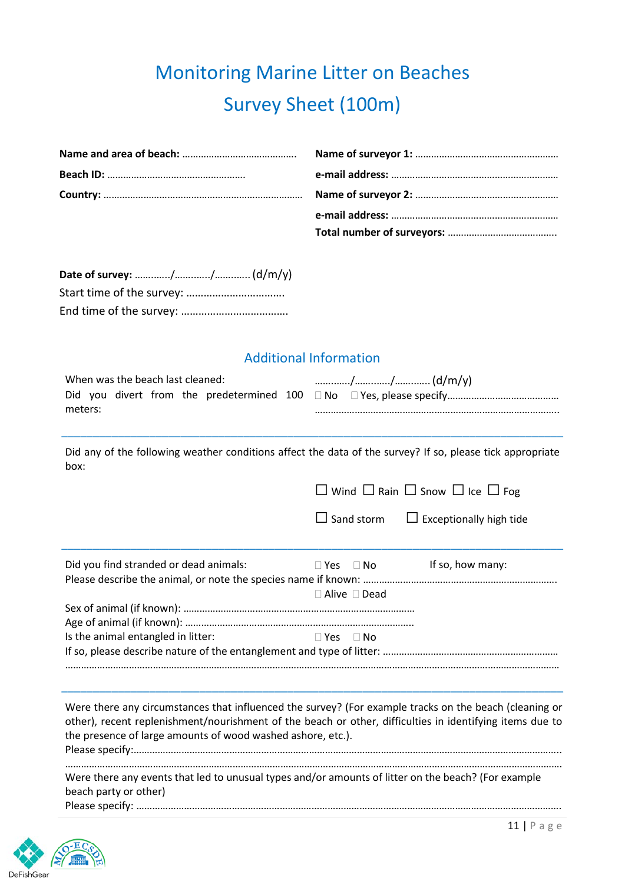# Monitoring Marine Litter on Beaches

# Survey Sheet (100m)

**Name and area of beach:** ……………………………………

**Beach ID:** ……………………………………………

**Country:** ………………………………………………………………

**Name of surveyor 1:** ………………………………………………

**e-mail address:** ………………………………………………………

**Name of surveyor 2:** ………………………………………………

**e-mail address:** ………………………………………………………

**Total number of surveyors:** …………………………………

**Date of survey:** …………/…………/………… (d/m/y)

Start time of the survey: ……………………………

End time of the survey: ………………………………

## Additional Information

When was the beach last cleaned: …………/…………/………… (d/m/y)

Did you divert from the predetermined 100 meters: ☐ No ☐ Yes, please specify……………………………………

………………………………………………………………………………

---

Did any of the following weather conditions affect the data of the survey? If so, please tick appropriate box:

☐ Wind ☐ Rain ☐ Snow ☐ Ice ☐ Fog

☐ Sand storm ☐ Exceptionally high tide

---

Did you find stranded or dead animals: ☐ Yes ☐ No If so, how many:

Please describe the animal, or note the species name if known: ………………………………………………………………

☐ Alive ☐ Dead

Sex of animal (if known): ……………………………………………………………………

Age of animal (if known): ……………………………………………………………………

Is the animal entangled in litter: ☐ Yes ☐ No

If so, please describe nature of the entanglement and type of litter: ……………………………………………………

……………………………………………………………………………………………………………………………………

---

Were there any circumstances that influenced the survey? (For example tracks on the beach (cleaning or other), recent replenishment/nourishment of the beach or other, difficulties in identifying items due to the presence of large amounts of wood washed ashore, etc.).

Please specify:………………………………………………………………………………………………………………

……………………………………………………………………………………………………………………………………

Were there any events that led to unusual types and/or amounts of litter on the beach? (For example beach party or other)

Please specify: ………………………………………………………………………………………………………………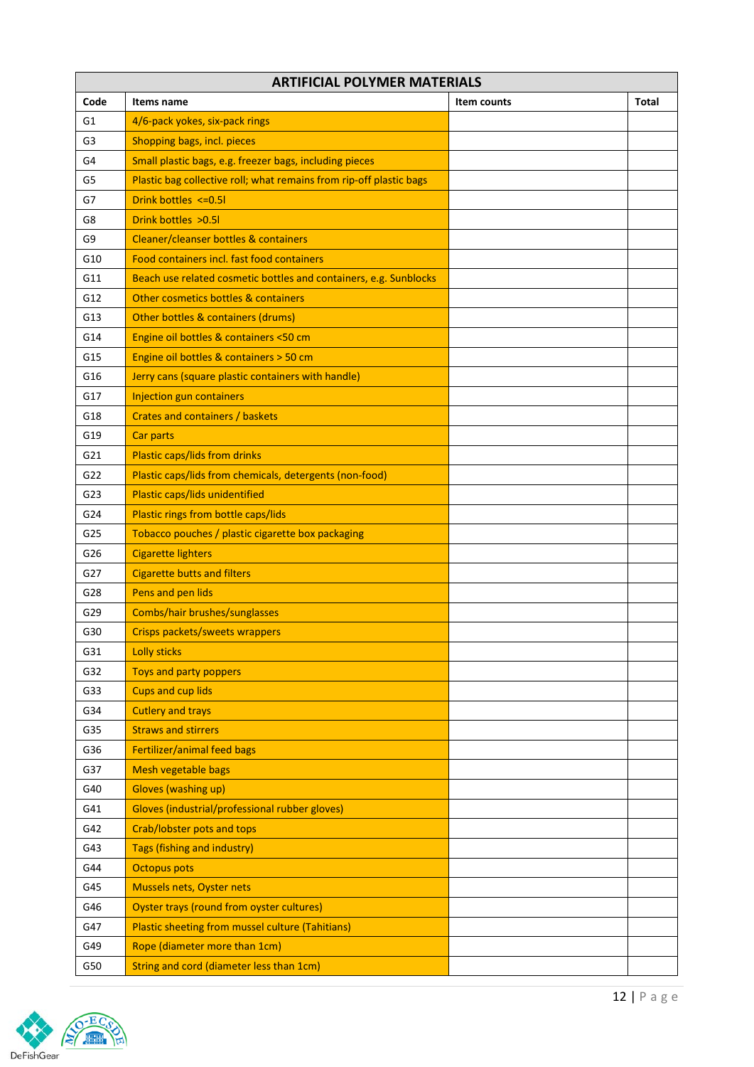| ARTIFICIAL POLYMER MATERIALS | | | |
|---|---|---|---|
| Code | Items name | Item counts | Total |
| G1 | 4/6-pack yokes, six-pack rings | | |
| G3 | Shopping bags, incl. pieces | | |
| G4 | Small plastic bags, e.g. freezer bags, including pieces | | |
| G5 | Plastic bag collective roll; what remains from rip-off plastic bags | | |
| G7 | Drink bottles <=0.5l | | |
| G8 | Drink bottles >0.5l | | |
| G9 | Cleaner/cleanser bottles & containers | | |
| G10 | Food containers incl. fast food containers | | |
| G11 | Beach use related cosmetic bottles and containers, e.g. Sunblocks | | |
| G12 | Other cosmetics bottles & containers | | |
| G13 | Other bottles & containers (drums) | | |
| G14 | Engine oil bottles & containers <50 cm | | |
| G15 | Engine oil bottles & containers > 50 cm | | |
| G16 | Jerry cans (square plastic containers with handle) | | |
| G17 | Injection gun containers | | |
| G18 | Crates and containers / baskets | | |
| G19 | Car parts | | |
| G21 | Plastic caps/lids from drinks | | |
| G22 | Plastic caps/lids from chemicals, detergents (non-food) | | |
| G23 | Plastic caps/lids unidentified | | |
| G24 | Plastic rings from bottle caps/lids | | |
| G25 | Tobacco pouches / plastic cigarette box packaging | | |
| G26 | Cigarette lighters | | |
| G27 | Cigarette butts and filters | | |
| G28 | Pens and pen lids | | |
| G29 | Combs/hair brushes/sunglasses | | |
| G30 | Crisps packets/sweets wrappers | | |
| G31 | Lolly sticks | | |
| G32 | Toys and party poppers | | |
| G33 | Cups and cup lids | | |
| G34 | Cutlery and trays | | |
| G35 | Straws and stirrers | | |
| G36 | Fertilizer/animal feed bags | | |
| G37 | Mesh vegetable bags | | |
| G40 | Gloves (washing up) | | |
| G41 | Gloves (industrial/professional rubber gloves) | | |
| G42 | Crab/lobster pots and tops | | |
| G43 | Tags (fishing and industry) | | |
| G44 | Octopus pots | | |
| G45 | Mussels nets, Oyster nets | | |
| G46 | Oyster trays (round from oyster cultures) | | |
| G47 | Plastic sheeting from mussel culture (Tahitians) | | |
| G49 | Rope (diameter more than 1cm) | | |
| G50 | String and cord (diameter less than 1cm) | | |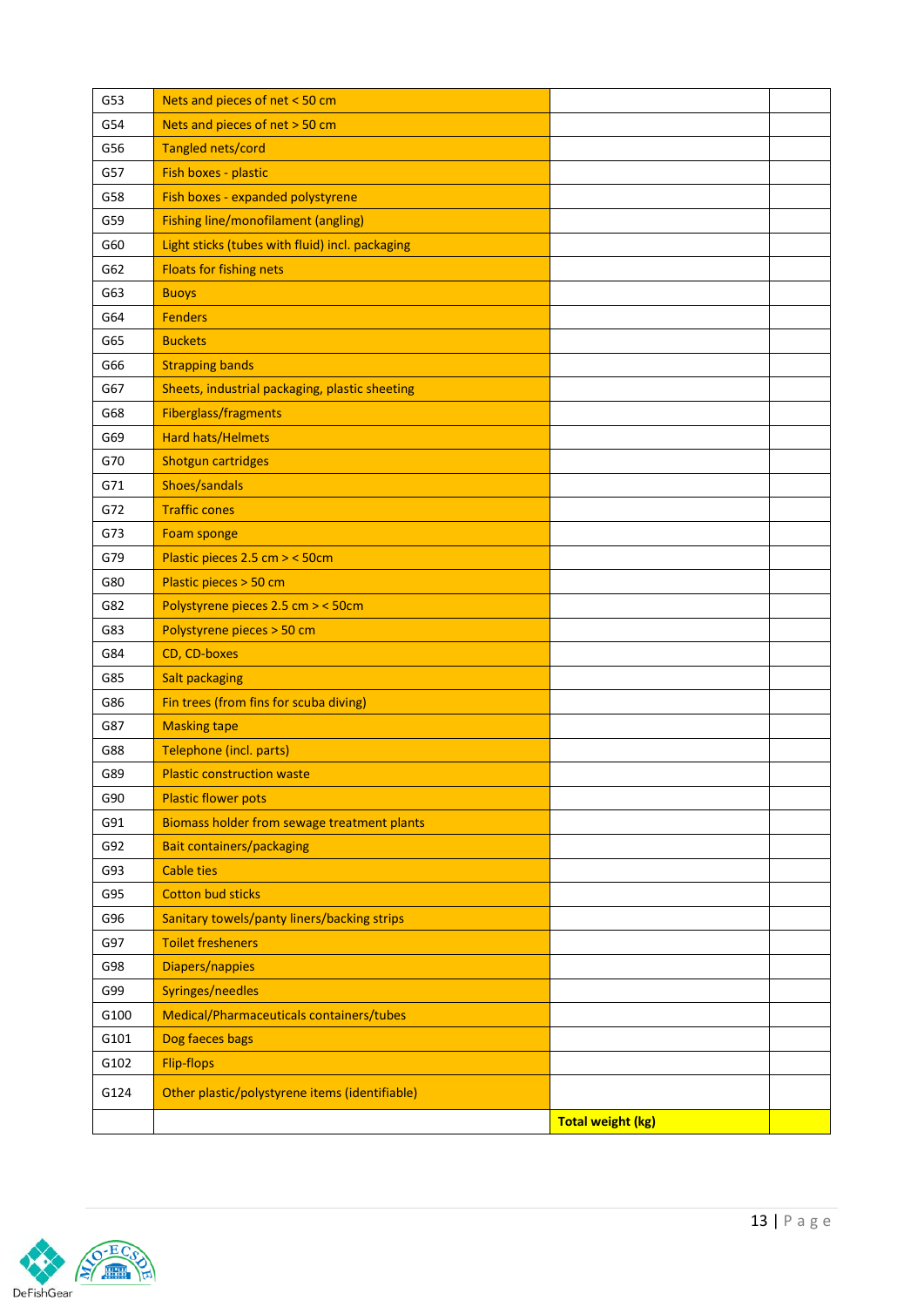| | | | |
|---|---|---|---|
| G53 | Nets and pieces of net < 50 cm | | |
| G54 | Nets and pieces of net > 50 cm | | |
| G56 | Tangled nets/cord | | |
| G57 | Fish boxes - plastic | | |
| G58 | Fish boxes - expanded polystyrene | | |
| G59 | Fishing line/monofilament (angling) | | |
| G60 | Light sticks (tubes with fluid) incl. packaging | | |
| G62 | Floats for fishing nets | | |
| G63 | Buoys | | |
| G64 | Fenders | | |
| G65 | Buckets | | |
| G66 | Strapping bands | | |
| G67 | Sheets, industrial packaging, plastic sheeting | | |
| G68 | Fiberglass/fragments | | |
| G69 | Hard hats/Helmets | | |
| G70 | Shotgun cartridges | | |
| G71 | Shoes/sandals | | |
| G72 | Traffic cones | | |
| G73 | Foam sponge | | |
| G79 | Plastic pieces 2.5 cm > < 50cm | | |
| G80 | Plastic pieces > 50 cm | | |
| G82 | Polystyrene pieces 2.5 cm > < 50cm | | |
| G83 | Polystyrene pieces > 50 cm | | |
| G84 | CD, CD-boxes | | |
| G85 | Salt packaging | | |
| G86 | Fin trees (from fins for scuba diving) | | |
| G87 | Masking tape | | |
| G88 | Telephone (incl. parts) | | |
| G89 | Plastic construction waste | | |
| G90 | Plastic flower pots | | |
| G91 | Biomass holder from sewage treatment plants | | |
| G92 | Bait containers/packaging | | |
| G93 | Cable ties | | |
| G95 | Cotton bud sticks | | |
| G96 | Sanitary towels/panty liners/backing strips | | |
| G97 | Toilet fresheners | | |
| G98 | Diapers/nappies | | |
| G99 | Syringes/needles | | |
| G100 | Medical/Pharmaceuticals containers/tubes | | |
| G101 | Dog faeces bags | | |
| G102 | Flip-flops | | |
| G124 | Other plastic/polystyrene items (identifiable) | | |
| | | **Total weight (kg)** | |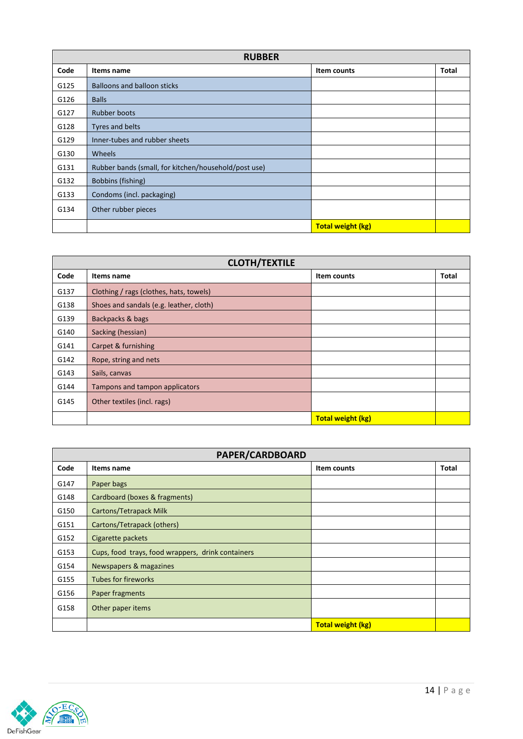| RUBBER | | | |
|---|---|---|---|
| **Code** | **Items name** | **Item counts** | **Total** |
| G125 | Balloons and balloon sticks | | |
| G126 | Balls | | |
| G127 | Rubber boots | | |
| G128 | Tyres and belts | | |
| G129 | Inner-tubes and rubber sheets | | |
| G130 | Wheels | | |
| G131 | Rubber bands (small, for kitchen/household/post use) | | |
| G132 | Bobbins (fishing) | | |
| G133 | Condoms (incl. packaging) | | |
| G134 | Other rubber pieces | | |
| | | **Total weight (kg)** | |

| CLOTH/TEXTILE | | | |
|---|---|---|---|
| **Code** | **Items name** | **Item counts** | **Total** |
| G137 | Clothing / rags (clothes, hats, towels) | | |
| G138 | Shoes and sandals (e.g. leather, cloth) | | |
| G139 | Backpacks & bags | | |
| G140 | Sacking (hessian) | | |
| G141 | Carpet & furnishing | | |
| G142 | Rope, string and nets | | |
| G143 | Sails, canvas | | |
| G144 | Tampons and tampon applicators | | |
| G145 | Other textiles (incl. rags) | | |
| | | **Total weight (kg)** | |

| PAPER/CARDBOARD | | | |
|---|---|---|---|
| **Code** | **Items name** | **Item counts** | **Total** |
| G147 | Paper bags | | |
| G148 | Cardboard (boxes & fragments) | | |
| G150 | Cartons/Tetrapack Milk | | |
| G151 | Cartons/Tetrapack (others) | | |
| G152 | Cigarette packets | | |
| G153 | Cups, food trays, food wrappers, drink containers | | |
| G154 | Newspapers & magazines | | |
| G155 | Tubes for fireworks | | |
| G156 | Paper fragments | | |
| G158 | Other paper items | | |
| | | **Total weight (kg)** | |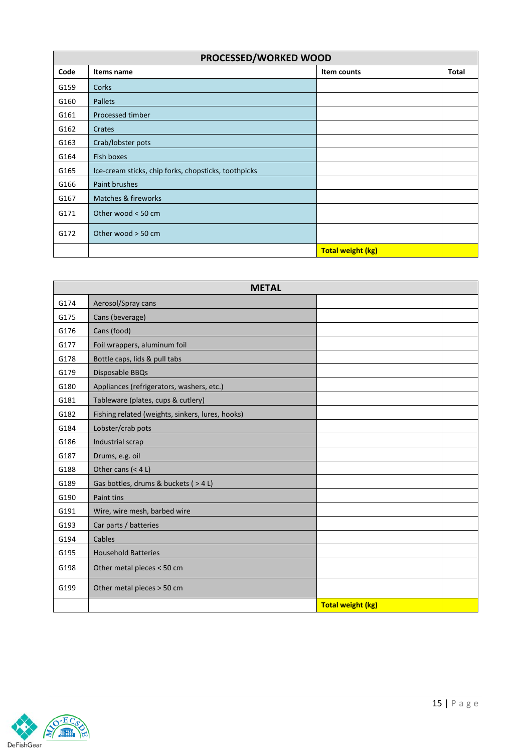| PROCESSED/WORKED WOOD | | | |
|---|---|---|---|
| **Code** | **Items name** | **Item counts** | **Total** |
| G159 | Corks | | |
| G160 | Pallets | | |
| G161 | Processed timber | | |
| G162 | Crates | | |
| G163 | Crab/lobster pots | | |
| G164 | Fish boxes | | |
| G165 | Ice-cream sticks, chip forks, chopsticks, toothpicks | | |
| G166 | Paint brushes | | |
| G167 | Matches & fireworks | | |
| G171 | Other wood < 50 cm | | |
| G172 | Other wood > 50 cm | | |
| | | **Total weight (kg)** | |

| METAL | | | |
|---|---|---|---|
| G174 | Aerosol/Spray cans | | |
| G175 | Cans (beverage) | | |
| G176 | Cans (food) | | |
| G177 | Foil wrappers, aluminum foil | | |
| G178 | Bottle caps, lids & pull tabs | | |
| G179 | Disposable BBQs | | |
| G180 | Appliances (refrigerators, washers, etc.) | | |
| G181 | Tableware (plates, cups & cutlery) | | |
| G182 | Fishing related (weights, sinkers, lures, hooks) | | |
| G184 | Lobster/crab pots | | |
| G186 | Industrial scrap | | |
| G187 | Drums, e.g. oil | | |
| G188 | Other cans (< 4 L) | | |
| G189 | Gas bottles, drums & buckets ( > 4 L) | | |
| G190 | Paint tins | | |
| G191 | Wire, wire mesh, barbed wire | | |
| G193 | Car parts / batteries | | |
| G194 | Cables | | |
| G195 | Household Batteries | | |
| G198 | Other metal pieces < 50 cm | | |
| G199 | Other metal pieces > 50 cm | | |
| | | **Total weight (kg)** | |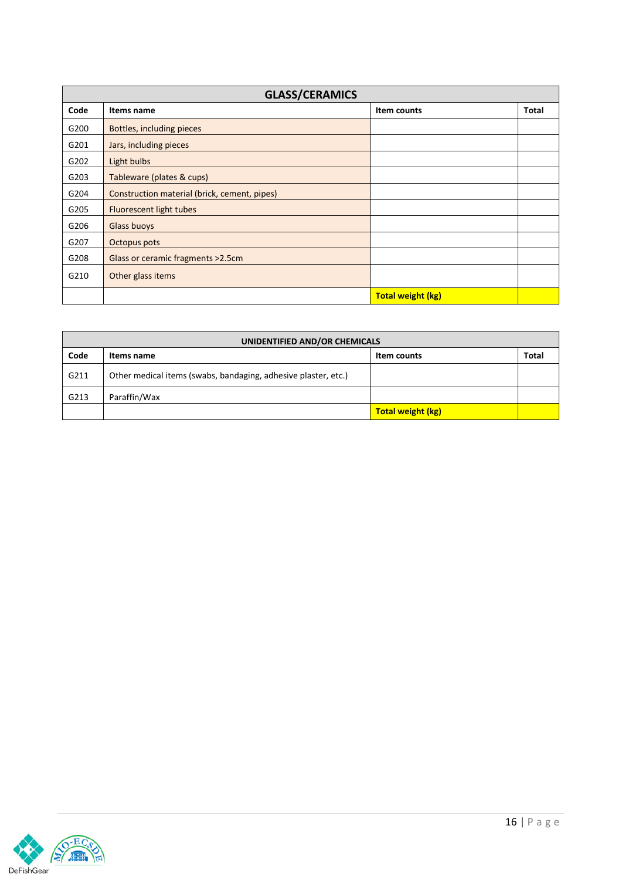| GLASS/CERAMICS | | | |
|---|---|---|---|
| **Code** | **Items name** | **Item counts** | **Total** |
| G200 | Bottles, including pieces | | |
| G201 | Jars, including pieces | | |
| G202 | Light bulbs | | |
| G203 | Tableware (plates & cups) | | |
| G204 | Construction material (brick, cement, pipes) | | |
| G205 | Fluorescent light tubes | | |
| G206 | Glass buoys | | |
| G207 | Octopus pots | | |
| G208 | Glass or ceramic fragments >2.5cm | | |
| G210 | Other glass items | | |
| | | **Total weight (kg)** | |

| UNIDENTIFIED AND/OR CHEMICALS | | | |
|---|---|---|---|
| **Code** | **Items name** | **Item counts** | **Total** |
| G211 | Other medical items (swabs, bandaging, adhesive plaster, etc.) | | |
| G213 | Paraffin/Wax | | |
| | | **Total weight (kg)** | |